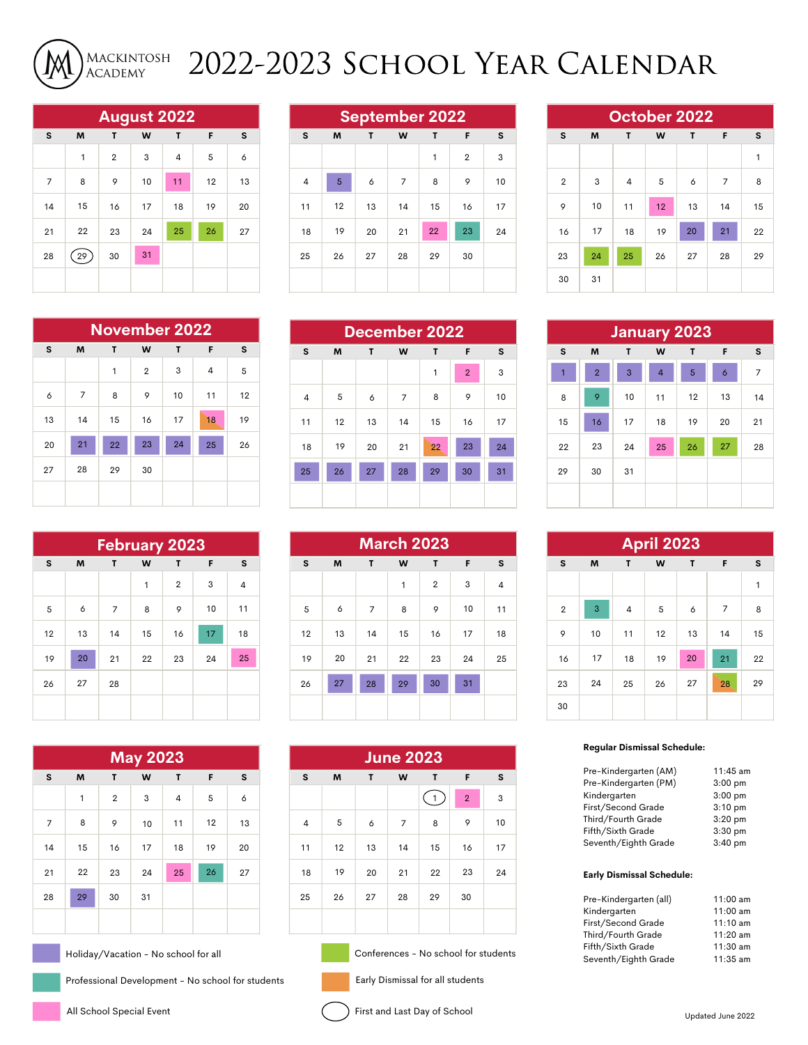# MACKINTOSH ACADEMY 2022-2023 SCHOOL YEAR CALENDAR

## August 2022

| S | M | T | W | T | F | S |
|---|---|---|---|---|---|---|
| | 1 | 2 | 3 | 4 | 5 | 6 |
| 7 | 8 | 9 | 10 | 11 | 12 | 13 |
| 14 | 15 | 16 | 17 | 18 | 19 | 20 |
| 21 | 22 | 23 | 24 | 25 | 26 | 27 |
| 28 | 29 | 30 | 31 | | | |

## September 2022

| S | M | T | W | T | F | S |
|---|---|---|---|---|---|---|
| | | | | 1 | 2 | 3 |
| 4 | 5 | 6 | 7 | 8 | 9 | 10 |
| 11 | 12 | 13 | 14 | 15 | 16 | 17 |
| 18 | 19 | 20 | 21 | 22 | 23 | 24 |
| 25 | 26 | 27 | 28 | 29 | 30 | |

## October 2022

| S | M | T | W | T | F | S |
|---|---|---|---|---|---|---|
| | | | | | | 1 |
| 2 | 3 | 4 | 5 | 6 | 7 | 8 |
| 9 | 10 | 11 | 12 | 13 | 14 | 15 |
| 16 | 17 | 18 | 19 | 20 | 21 | 22 |
| 23 | 24 | 25 | 26 | 27 | 28 | 29 |
| 30 | 31 | | | | | |

## November 2022

| S | M | T | W | T | F | S |
|---|---|---|---|---|---|---|
| | | 1 | 2 | 3 | 4 | 5 |
| 6 | 7 | 8 | 9 | 10 | 11 | 12 |
| 13 | 14 | 15 | 16 | 17 | 18 | 19 |
| 20 | 21 | 22 | 23 | 24 | 25 | 26 |
| 27 | 28 | 29 | 30 | | | |

## December 2022

| S | M | T | W | T | F | S |
|---|---|---|---|---|---|---|
| | | | | 1 | 2 | 3 |
| 4 | 5 | 6 | 7 | 8 | 9 | 10 |
| 11 | 12 | 13 | 14 | 15 | 16 | 17 |
| 18 | 19 | 20 | 21 | 22 | 23 | 24 |
| 25 | 26 | 27 | 28 | 29 | 30 | 31 |

## January 2023

| S | M | T | W | T | F | S |
|---|---|---|---|---|---|---|
| 1 | 2 | 3 | 4 | 5 | 6 | 7 |
| 8 | 9 | 10 | 11 | 12 | 13 | 14 |
| 15 | 16 | 17 | 18 | 19 | 20 | 21 |
| 22 | 23 | 24 | 25 | 26 | 27 | 28 |
| 29 | 30 | 31 | | | | |

## February 2023

| S | M | T | W | T | F | S |
|---|---|---|---|---|---|---|
| | | | 1 | 2 | 3 | 4 |
| 5 | 6 | 7 | 8 | 9 | 10 | 11 |
| 12 | 13 | 14 | 15 | 16 | 17 | 18 |
| 19 | 20 | 21 | 22 | 23 | 24 | 25 |
| 26 | 27 | 28 | | | | |

## March 2023

| S | M | T | W | T | F | S |
|---|---|---|---|---|---|---|
| | | | 1 | 2 | 3 | 4 |
| 5 | 6 | 7 | 8 | 9 | 10 | 11 |
| 12 | 13 | 14 | 15 | 16 | 17 | 18 |
| 19 | 20 | 21 | 22 | 23 | 24 | 25 |
| 26 | 27 | 28 | 29 | 30 | 31 | |

## April 2023

| S | M | T | W | T | F | S |
|---|---|---|---|---|---|---|
| | | | | | | 1 |
| 2 | 3 | 4 | 5 | 6 | 7 | 8 |
| 9 | 10 | 11 | 12 | 13 | 14 | 15 |
| 16 | 17 | 18 | 19 | 20 | 21 | 22 |
| 23 | 24 | 25 | 26 | 27 | 28 | 29 |
| 30 | | | | | | |

## May 2023

| S | M | T | W | T | F | S |
|---|---|---|---|---|---|---|
| | 1 | 2 | 3 | 4 | 5 | 6 |
| 7 | 8 | 9 | 10 | 11 | 12 | 13 |
| 14 | 15 | 16 | 17 | 18 | 19 | 20 |
| 21 | 22 | 23 | 24 | 25 | 26 | 27 |
| 28 | 29 | 30 | 31 | | | |

## June 2023

| S | M | T | W | T | F | S |
|---|---|---|---|---|---|---|
| | | | | 1 | 2 | 3 |
| 4 | 5 | 6 | 7 | 8 | 9 | 10 |
| 11 | 12 | 13 | 14 | 15 | 16 | 17 |
| 18 | 19 | 20 | 21 | 22 | 23 | 24 |
| 25 | 26 | 27 | 28 | 29 | 30 | |

**Regular Dismissal Schedule:**

| Grade | Time |
|---|---|
| Pre-Kindergarten (AM) | 11:45 am |
| Pre-Kindergarten (PM) | 3:00 pm |
| Kindergarten | 3:00 pm |
| First/Second Grade | 3:10 pm |
| Third/Fourth Grade | 3:20 pm |
| Fifth/Sixth Grade | 3:30 pm |
| Seventh/Eighth Grade | 3:40 pm |

**Early Dismissal Schedule:**

| Grade | Time |
|---|---|
| Pre-Kindergarten (all) | 11:00 am |
| Kindergarten | 11:00 am |
| First/Second Grade | 11:10 am |
| Third/Fourth Grade | 11:20 am |
| Fifth/Sixth Grade | 11:30 am |
| Seventh/Eighth Grade | 11:35 am |

- Holiday/Vacation - No school for all
- Professional Development - No school for students
- All School Special Event
- Conferences - No school for students
- Early Dismissal for all students
- First and Last Day of School

Updated June 2022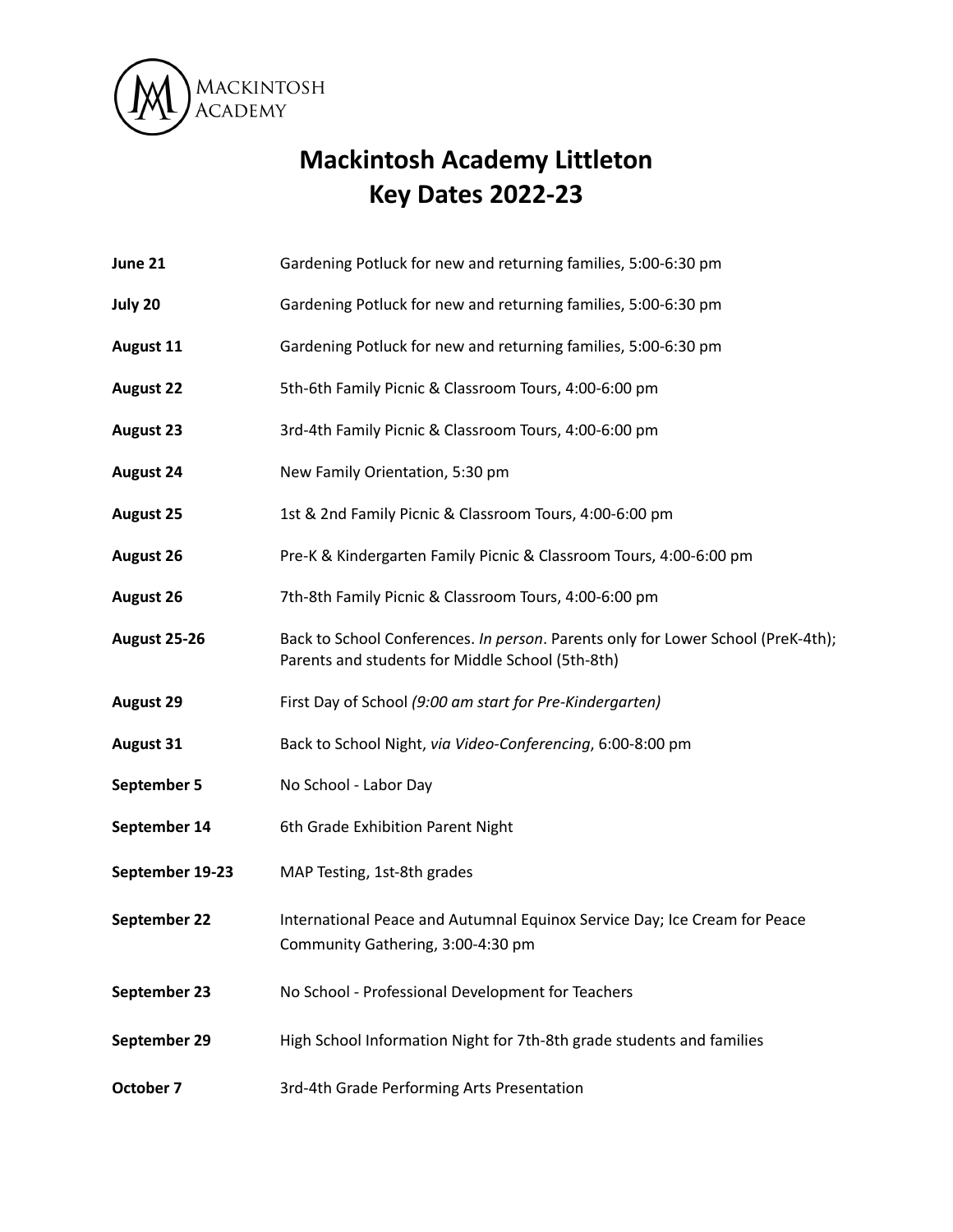Mackintosh Academy

# Mackintosh Academy Littleton
# Key Dates 2022-23

| | |
|---|---|
| **June 21** | Gardening Potluck for new and returning families, 5:00-6:30 pm |
| **July 20** | Gardening Potluck for new and returning families, 5:00-6:30 pm |
| **August 11** | Gardening Potluck for new and returning families, 5:00-6:30 pm |
| **August 22** | 5th-6th Family Picnic & Classroom Tours, 4:00-6:00 pm |
| **August 23** | 3rd-4th Family Picnic & Classroom Tours, 4:00-6:00 pm |
| **August 24** | New Family Orientation, 5:30 pm |
| **August 25** | 1st & 2nd Family Picnic & Classroom Tours, 4:00-6:00 pm |
| **August 26** | Pre-K & Kindergarten Family Picnic & Classroom Tours, 4:00-6:00 pm |
| **August 26** | 7th-8th Family Picnic & Classroom Tours, 4:00-6:00 pm |
| **August 25-26** | Back to School Conferences. *In person*. Parents only for Lower School (PreK-4th); Parents and students for Middle School (5th-8th) |
| **August 29** | First Day of School *(9:00 am start for Pre-Kindergarten)* |
| **August 31** | Back to School Night, *via Video-Conferencing*, 6:00-8:00 pm |
| **September 5** | No School - Labor Day |
| **September 14** | 6th Grade Exhibition Parent Night |
| **September 19-23** | MAP Testing, 1st-8th grades |
| **September 22** | International Peace and Autumnal Equinox Service Day; Ice Cream for Peace Community Gathering, 3:00-4:30 pm |
| **September 23** | No School - Professional Development for Teachers |
| **September 29** | High School Information Night for 7th-8th grade students and families |
| **October 7** | 3rd-4th Grade Performing Arts Presentation |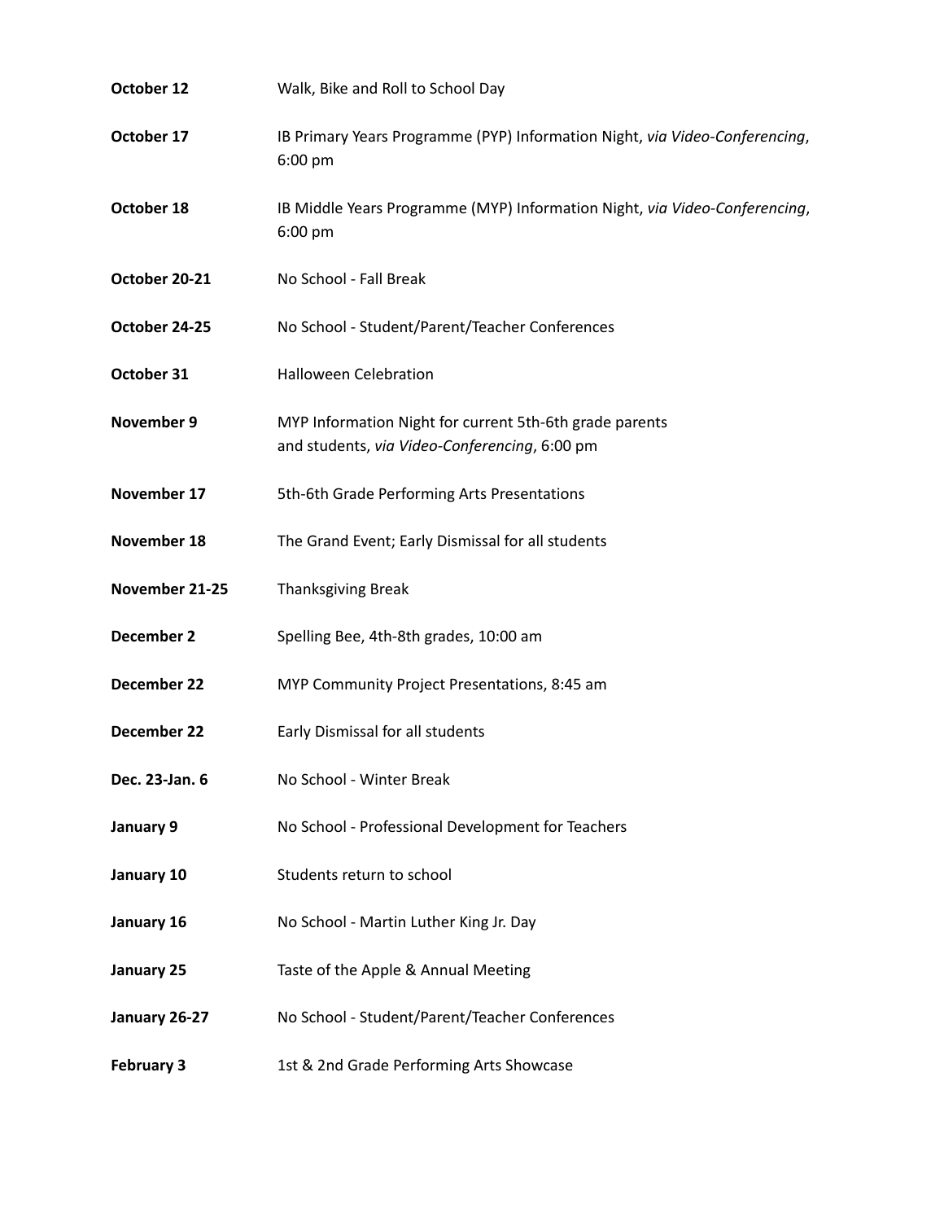| | |
|---|---|
| **October 12** | Walk, Bike and Roll to School Day |
| **October 17** | IB Primary Years Programme (PYP) Information Night, *via Video-Conferencing*, 6:00 pm |
| **October 18** | IB Middle Years Programme (MYP) Information Night, *via Video-Conferencing*, 6:00 pm |
| **October 20-21** | No School - Fall Break |
| **October 24-25** | No School - Student/Parent/Teacher Conferences |
| **October 31** | Halloween Celebration |
| **November 9** | MYP Information Night for current 5th-6th grade parents and students, *via Video-Conferencing*, 6:00 pm |
| **November 17** | 5th-6th Grade Performing Arts Presentations |
| **November 18** | The Grand Event; Early Dismissal for all students |
| **November 21-25** | Thanksgiving Break |
| **December 2** | Spelling Bee, 4th-8th grades, 10:00 am |
| **December 22** | MYP Community Project Presentations, 8:45 am |
| **December 22** | Early Dismissal for all students |
| **Dec. 23-Jan. 6** | No School - Winter Break |
| **January 9** | No School - Professional Development for Teachers |
| **January 10** | Students return to school |
| **January 16** | No School - Martin Luther King Jr. Day |
| **January 25** | Taste of the Apple & Annual Meeting |
| **January 26-27** | No School - Student/Parent/Teacher Conferences |
| **February 3** | 1st & 2nd Grade Performing Arts Showcase |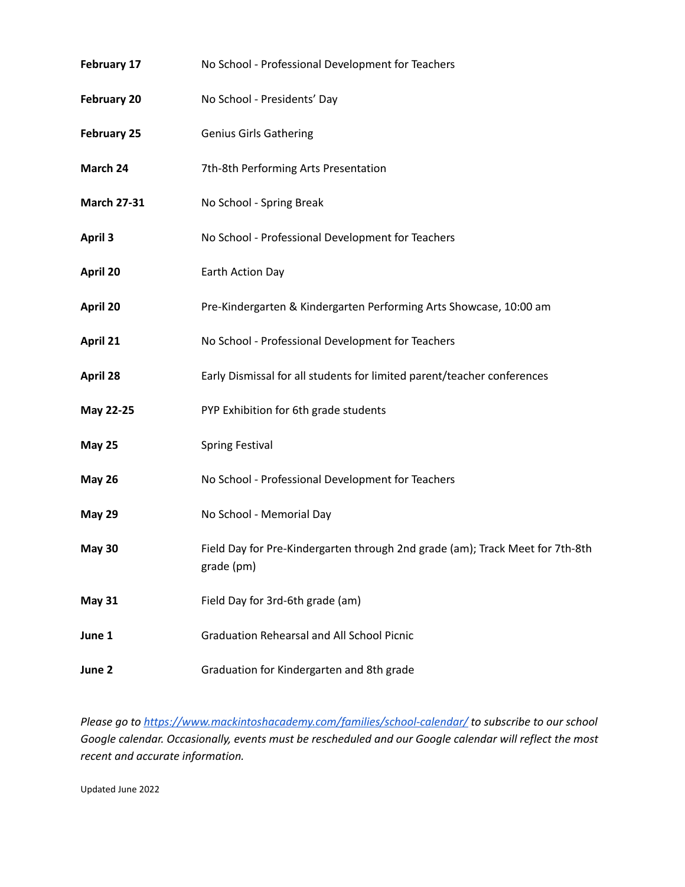| | |
|---|---|
| **February 17** | No School - Professional Development for Teachers |
| **February 20** | No School - Presidents' Day |
| **February 25** | Genius Girls Gathering |
| **March 24** | 7th-8th Performing Arts Presentation |
| **March 27-31** | No School - Spring Break |
| **April 3** | No School - Professional Development for Teachers |
| **April 20** | Earth Action Day |
| **April 20** | Pre-Kindergarten & Kindergarten Performing Arts Showcase, 10:00 am |
| **April 21** | No School - Professional Development for Teachers |
| **April 28** | Early Dismissal for all students for limited parent/teacher conferences |
| **May 22-25** | PYP Exhibition for 6th grade students |
| **May 25** | Spring Festival |
| **May 26** | No School - Professional Development for Teachers |
| **May 29** | No School - Memorial Day |
| **May 30** | Field Day for Pre-Kindergarten through 2nd grade (am); Track Meet for 7th-8th grade (pm) |
| **May 31** | Field Day for 3rd-6th grade (am) |
| **June 1** | Graduation Rehearsal and All School Picnic |
| **June 2** | Graduation for Kindergarten and 8th grade |

*Please go to [https://www.mackintoshacademy.com/families/school-calendar/](https://www.mackintoshacademy.com/families/school-calendar/) to subscribe to our school Google calendar. Occasionally, events must be rescheduled and our Google calendar will reflect the most recent and accurate information.*

Updated June 2022